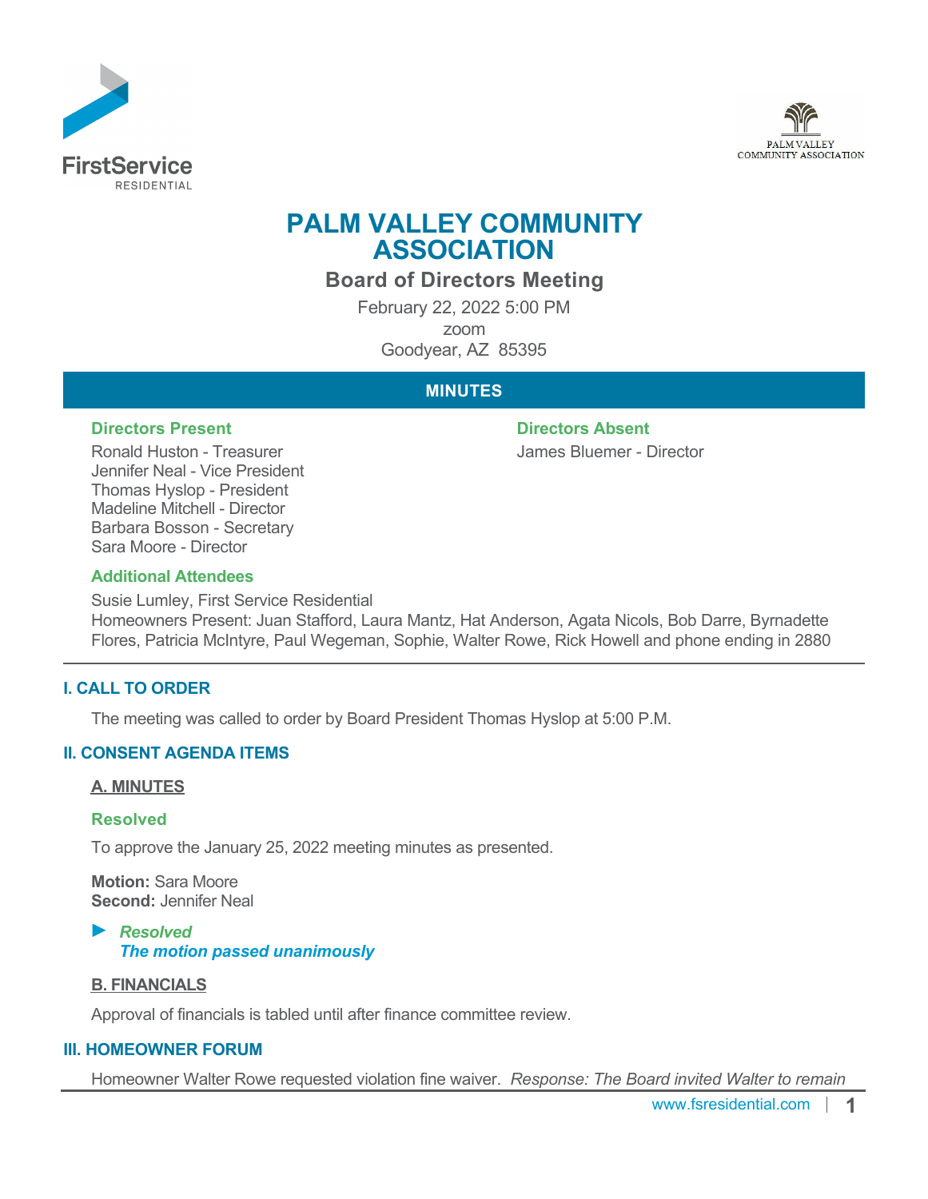# PALM VALLEY COMMUNITY ASSOCIATION

## Board of Directors Meeting

February 22, 2022 5:00 PM
zoom
Goodyear, AZ 85395

## MINUTES

### Directors Present

Ronald Huston - Treasurer
Jennifer Neal - Vice President
Thomas Hyslop - President
Madeline Mitchell - Director
Barbara Bosson - Secretary
Sara Moore - Director

### Directors Absent

James Bluemer - Director

### Additional Attendees

Susie Lumley, First Service Residential
Homeowners Present: Juan Stafford, Laura Mantz, Hat Anderson, Agata Nicols, Bob Darre, Byrnadette Flores, Patricia McIntyre, Paul Wegeman, Sophie, Walter Rowe, Rick Howell and phone ending in 2880

---

## I. CALL TO ORDER

The meeting was called to order by Board President Thomas Hyslop at 5:00 P.M.

## II. CONSENT AGENDA ITEMS

### A. MINUTES

**Resolved**

To approve the January 25, 2022 meeting minutes as presented.

**Motion:** Sara Moore
**Second:** Jennifer Neal

► ***Resolved***
***The motion passed unanimously***

### B. FINANCIALS

Approval of financials is tabled until after finance committee review.

## III. HOMEOWNER FORUM

Homeowner Walter Rowe requested violation fine waiver. *Response: The Board invited Walter to remain*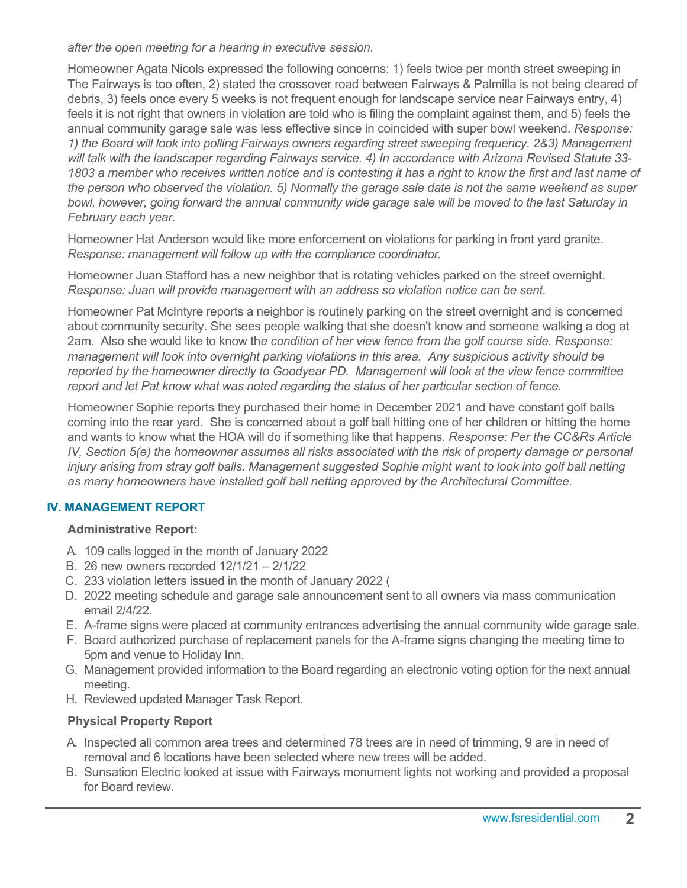*after the open meeting for a hearing in executive session.*

Homeowner Agata Nicols expressed the following concerns: 1) feels twice per month street sweeping in The Fairways is too often, 2) stated the crossover road between Fairways & Palmilla is not being cleared of debris, 3) feels once every 5 weeks is not frequent enough for landscape service near Fairways entry, 4) feels it is not right that owners in violation are told who is filing the complaint against them, and 5) feels the annual community garage sale was less effective since in coincided with super bowl weekend. *Response: 1) the Board will look into polling Fairways owners regarding street sweeping frequency. 2&3) Management will talk with the landscaper regarding Fairways service. 4) In accordance with Arizona Revised Statute 33-1803 a member who receives written notice and is contesting it has a right to know the first and last name of the person who observed the violation. 5) Normally the garage sale date is not the same weekend as super bowl, however, going forward the annual community wide garage sale will be moved to the last Saturday in February each year.*

Homeowner Hat Anderson would like more enforcement on violations for parking in front yard granite. *Response: management will follow up with the compliance coordinator.*

Homeowner Juan Stafford has a new neighbor that is rotating vehicles parked on the street overnight. *Response: Juan will provide management with an address so violation notice can be sent.*

Homeowner Pat McIntyre reports a neighbor is routinely parking on the street overnight and is concerned about community security. She sees people walking that she doesn't know and someone walking a dog at 2am. Also she would like to know th*e condition of her view fence from the golf course side. Response: management will look into overnight parking violations in this area. Any suspicious activity should be reported by the homeowner directly to Goodyear PD. Management will look at the view fence committee report and let Pat know what was noted regarding the status of her particular section of fence.*

Homeowner Sophie reports they purchased their home in December 2021 and have constant golf balls coming into the rear yard. She is concerned about a golf ball hitting one of her children or hitting the home and wants to know what the HOA will do if something like that happens. *Response: Per the CC&Rs Article IV, Section 5(e) the homeowner assumes all risks associated with the risk of property damage or personal injury arising from stray golf balls. Management suggested Sophie might want to look into golf ball netting as many homeowners have installed golf ball netting approved by the Architectural Committee.*

## IV. MANAGEMENT REPORT

**Administrative Report:**

A. 109 calls logged in the month of January 2022
B. 26 new owners recorded 12/1/21 – 2/1/22
C. 233 violation letters issued in the month of January 2022 (
D. 2022 meeting schedule and garage sale announcement sent to all owners via mass communication email 2/4/22.
E. A-frame signs were placed at community entrances advertising the annual community wide garage sale.
F. Board authorized purchase of replacement panels for the A-frame signs changing the meeting time to 5pm and venue to Holiday Inn.
G. Management provided information to the Board regarding an electronic voting option for the next annual meeting.
H. Reviewed updated Manager Task Report.

**Physical Property Report**

A. Inspected all common area trees and determined 78 trees are in need of trimming, 9 are in need of removal and 6 locations have been selected where new trees will be added.
B. Sunsation Electric looked at issue with Fairways monument lights not working and provided a proposal for Board review.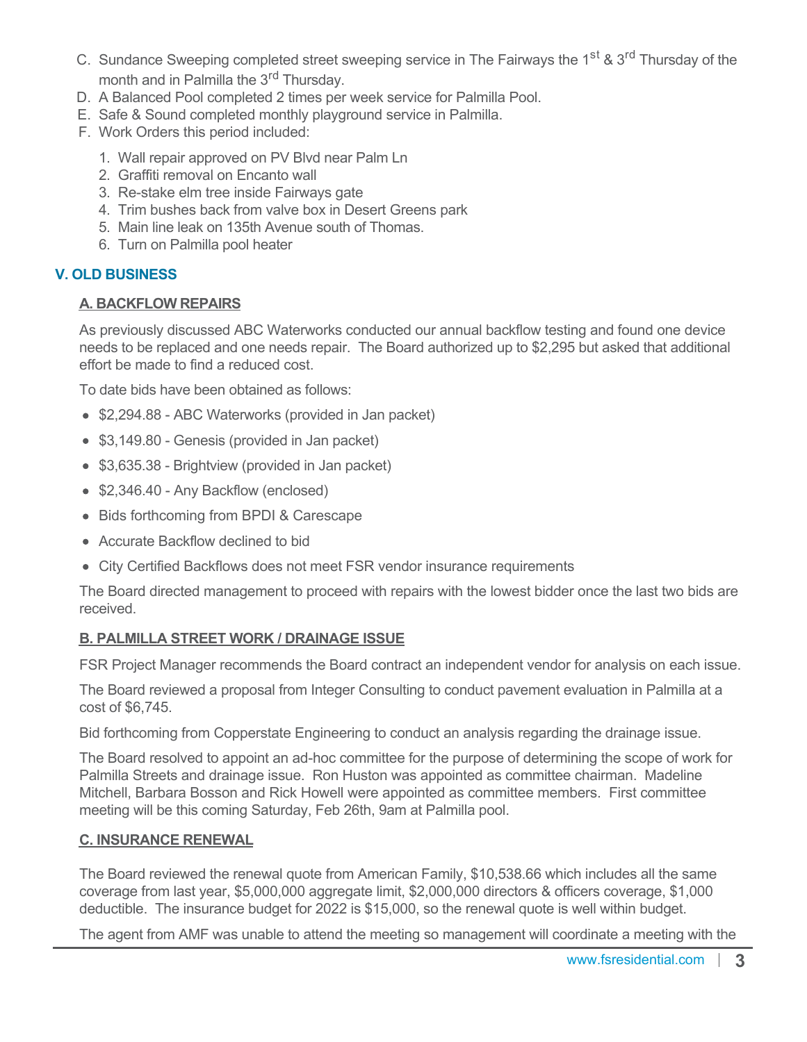C. Sundance Sweeping completed street sweeping service in The Fairways the 1st & 3rd Thursday of the month and in Palmilla the 3rd Thursday.

D. A Balanced Pool completed 2 times per week service for Palmilla Pool.

E. Safe & Sound completed monthly playground service in Palmilla.

F. Work Orders this period included:

1. Wall repair approved on PV Blvd near Palm Ln
2. Graffiti removal on Encanto wall
3. Re-stake elm tree inside Fairways gate
4. Trim bushes back from valve box in Desert Greens park
5. Main line leak on 135th Avenue south of Thomas.
6. Turn on Palmilla pool heater

## V. OLD BUSINESS

### A. BACKFLOW REPAIRS

As previously discussed ABC Waterworks conducted our annual backflow testing and found one device needs to be replaced and one needs repair. The Board authorized up to $2,295 but asked that additional effort be made to find a reduced cost.

To date bids have been obtained as follows:

- $2,294.88 - ABC Waterworks (provided in Jan packet)
- $3,149.80 - Genesis (provided in Jan packet)
- $3,635.38 - Brightview (provided in Jan packet)
- $2,346.40 - Any Backflow (enclosed)
- Bids forthcoming from BPDI & Carescape
- Accurate Backflow declined to bid
- City Certified Backflows does not meet FSR vendor insurance requirements

The Board directed management to proceed with repairs with the lowest bidder once the last two bids are received.

### B. PALMILLA STREET WORK / DRAINAGE ISSUE

FSR Project Manager recommends the Board contract an independent vendor for analysis on each issue.

The Board reviewed a proposal from Integer Consulting to conduct pavement evaluation in Palmilla at a cost of $6,745.

Bid forthcoming from Copperstate Engineering to conduct an analysis regarding the drainage issue.

The Board resolved to appoint an ad-hoc committee for the purpose of determining the scope of work for Palmilla Streets and drainage issue. Ron Huston was appointed as committee chairman. Madeline Mitchell, Barbara Bosson and Rick Howell were appointed as committee members. First committee meeting will be this coming Saturday, Feb 26th, 9am at Palmilla pool.

### C. INSURANCE RENEWAL

The Board reviewed the renewal quote from American Family, $10,538.66 which includes all the same coverage from last year, $5,000,000 aggregate limit, $2,000,000 directors & officers coverage, $1,000 deductible. The insurance budget for 2022 is $15,000, so the renewal quote is well within budget.

The agent from AMF was unable to attend the meeting so management will coordinate a meeting with the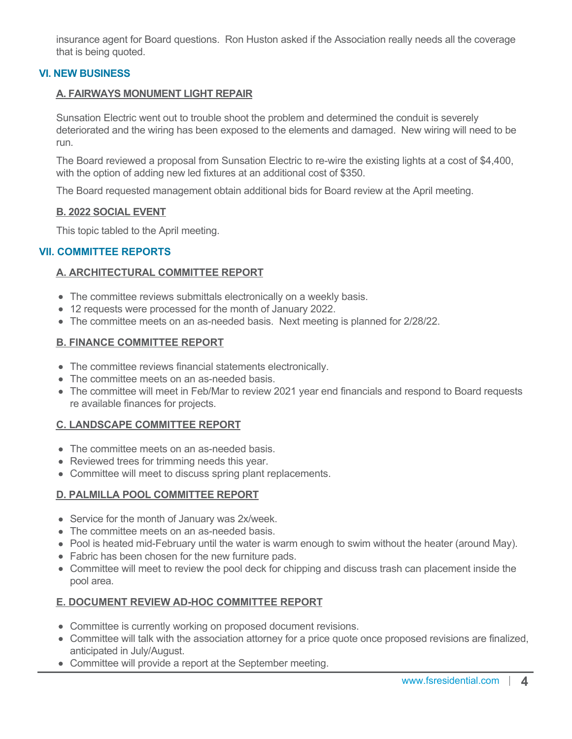insurance agent for Board questions. Ron Huston asked if the Association really needs all the coverage that is being quoted.

## VI. NEW BUSINESS

### A. FAIRWAYS MONUMENT LIGHT REPAIR

Sunsation Electric went out to trouble shoot the problem and determined the conduit is severely deteriorated and the wiring has been exposed to the elements and damaged. New wiring will need to be run.

The Board reviewed a proposal from Sunsation Electric to re-wire the existing lights at a cost of $4,400, with the option of adding new led fixtures at an additional cost of $350.

The Board requested management obtain additional bids for Board review at the April meeting.

### B. 2022 SOCIAL EVENT

This topic tabled to the April meeting.

## VII. COMMITTEE REPORTS

### A. ARCHITECTURAL COMMITTEE REPORT

- The committee reviews submittals electronically on a weekly basis.
- 12 requests were processed for the month of January 2022.
- The committee meets on an as-needed basis. Next meeting is planned for 2/28/22.

### B. FINANCE COMMITTEE REPORT

- The committee reviews financial statements electronically.
- The committee meets on an as-needed basis.
- The committee will meet in Feb/Mar to review 2021 year end financials and respond to Board requests re available finances for projects.

### C. LANDSCAPE COMMITTEE REPORT

- The committee meets on an as-needed basis.
- Reviewed trees for trimming needs this year.
- Committee will meet to discuss spring plant replacements.

### D. PALMILLA POOL COMMITTEE REPORT

- Service for the month of January was 2x/week.
- The committee meets on an as-needed basis.
- Pool is heated mid-February until the water is warm enough to swim without the heater (around May).
- Fabric has been chosen for the new furniture pads.
- Committee will meet to review the pool deck for chipping and discuss trash can placement inside the pool area.

### E. DOCUMENT REVIEW AD-HOC COMMITTEE REPORT

- Committee is currently working on proposed document revisions.
- Committee will talk with the association attorney for a price quote once proposed revisions are finalized, anticipated in July/August.
- Committee will provide a report at the September meeting.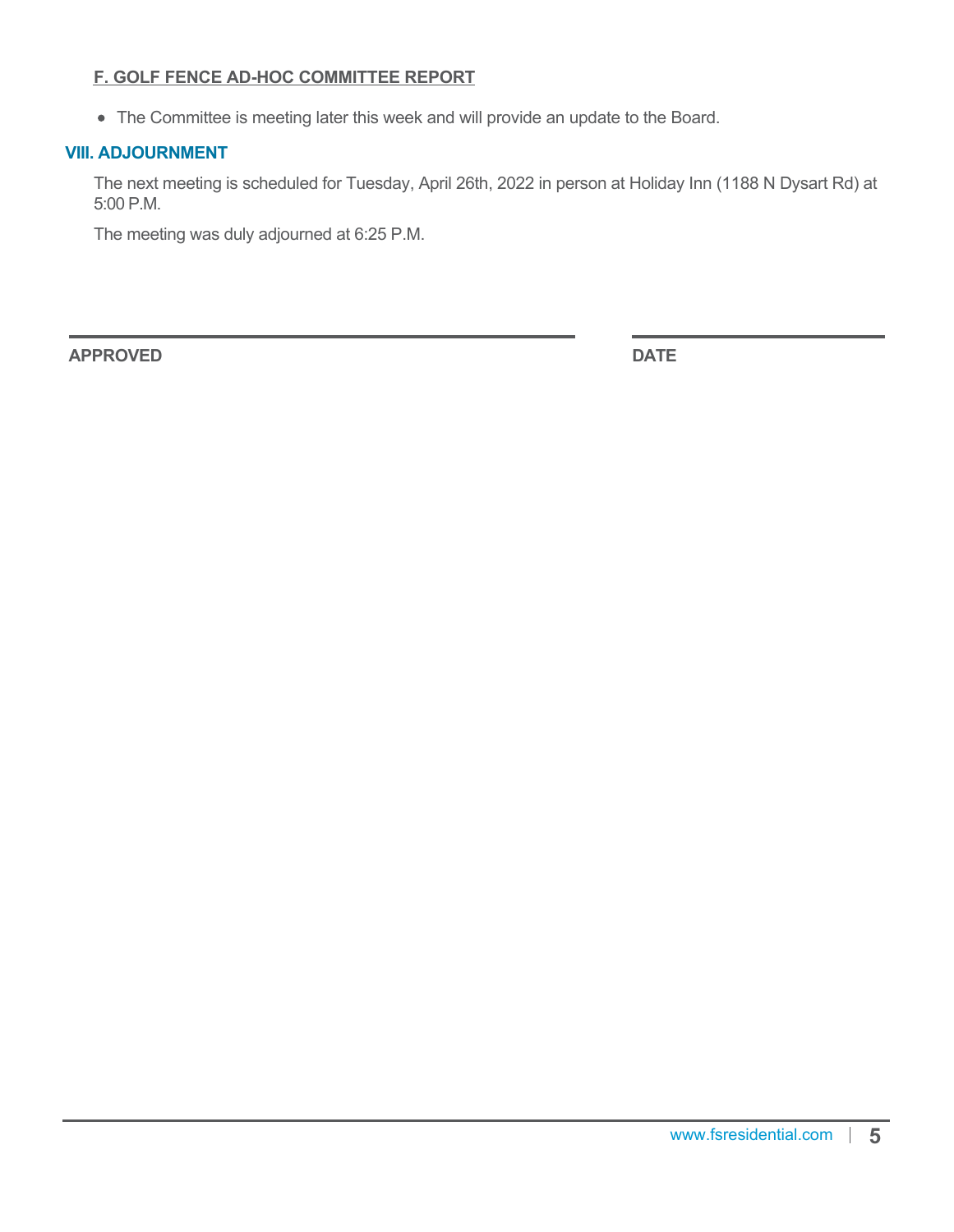### F. GOLF FENCE AD-HOC COMMITTEE REPORT

- The Committee is meeting later this week and will provide an update to the Board.

## VIII. ADJOURNMENT

The next meeting is scheduled for Tuesday, April 26th, 2022 in person at Holiday Inn (1188 N Dysart Rd) at 5:00 P.M.

The meeting was duly adjourned at 6:25 P.M.

**APPROVED** **DATE**